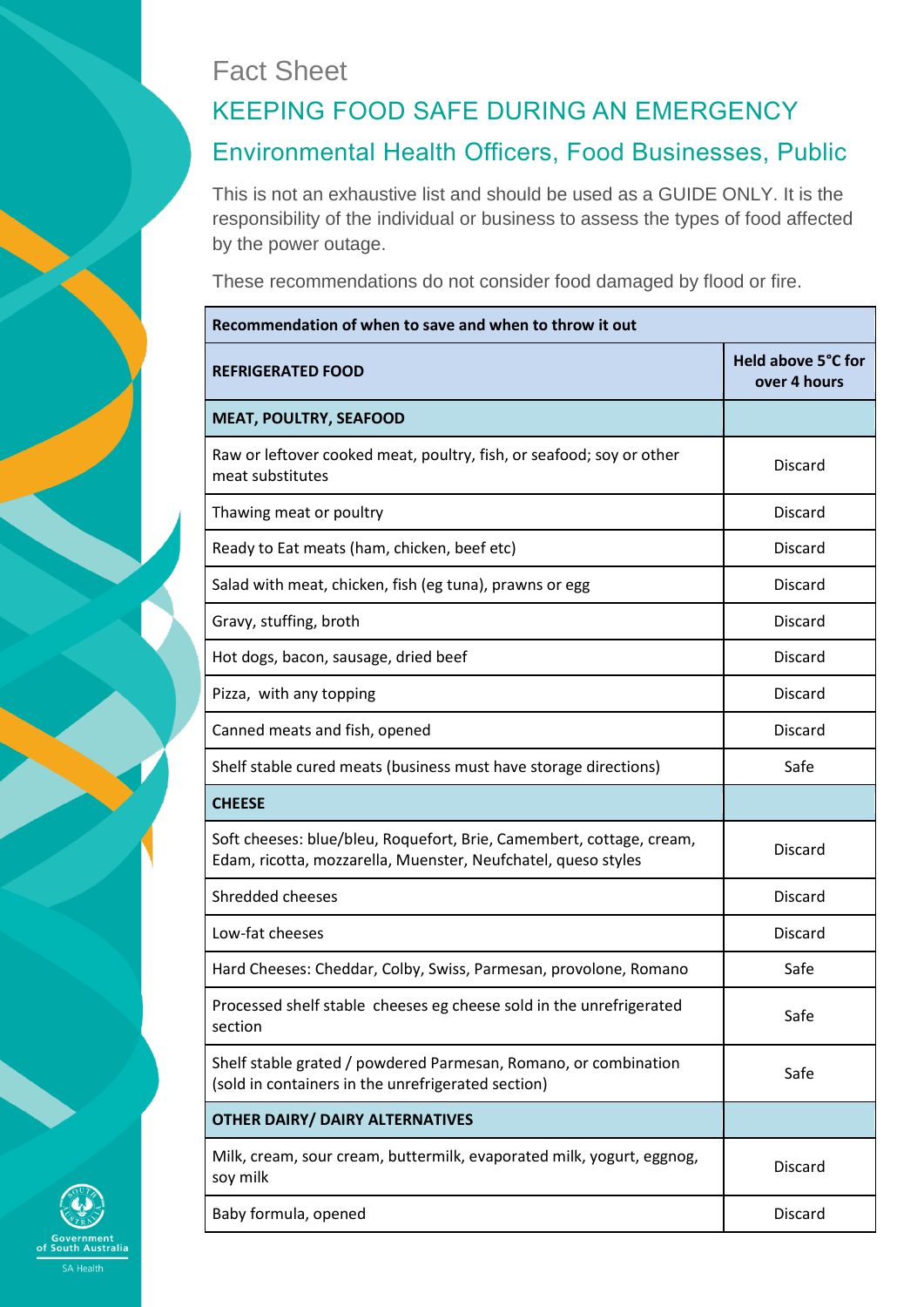Fact Sheet

# KEEPING FOOD SAFE DURING AN EMERGENCY

## Environmental Health Officers, Food Businesses, Public

This is not an exhaustive list and should be used as a GUIDE ONLY. It is the responsibility of the individual or business to assess the types of food affected by the power outage.

These recommendations do not consider food damaged by flood or fire.

| **Recommendation of when to save and when to throw it out** | |
|---|---|
| **REFRIGERATED FOOD** | **Held above 5°C for over 4 hours** |
| **MEAT, POULTRY, SEAFOOD** | |
| Raw or leftover cooked meat, poultry, fish, or seafood; soy or other meat substitutes | Discard |
| Thawing meat or poultry | Discard |
| Ready to Eat meats (ham, chicken, beef etc) | Discard |
| Salad with meat, chicken, fish (eg tuna), prawns or egg | Discard |
| Gravy, stuffing, broth | Discard |
| Hot dogs, bacon, sausage, dried beef | Discard |
| Pizza, with any topping | Discard |
| Canned meats and fish, opened | Discard |
| Shelf stable cured meats (business must have storage directions) | Safe |
| **CHEESE** | |
| Soft cheeses: blue/bleu, Roquefort, Brie, Camembert, cottage, cream, Edam, ricotta, mozzarella, Muenster, Neufchatel, queso styles | Discard |
| Shredded cheeses | Discard |
| Low-fat cheeses | Discard |
| Hard Cheeses: Cheddar, Colby, Swiss, Parmesan, provolone, Romano | Safe |
| Processed shelf stable cheeses eg cheese sold in the unrefrigerated section | Safe |
| Shelf stable grated / powdered Parmesan, Romano, or combination (sold in containers in the unrefrigerated section) | Safe |
| **OTHER DAIRY/ DAIRY ALTERNATIVES** | |
| Milk, cream, sour cream, buttermilk, evaporated milk, yogurt, eggnog, soy milk | Discard |
| Baby formula, opened | Discard |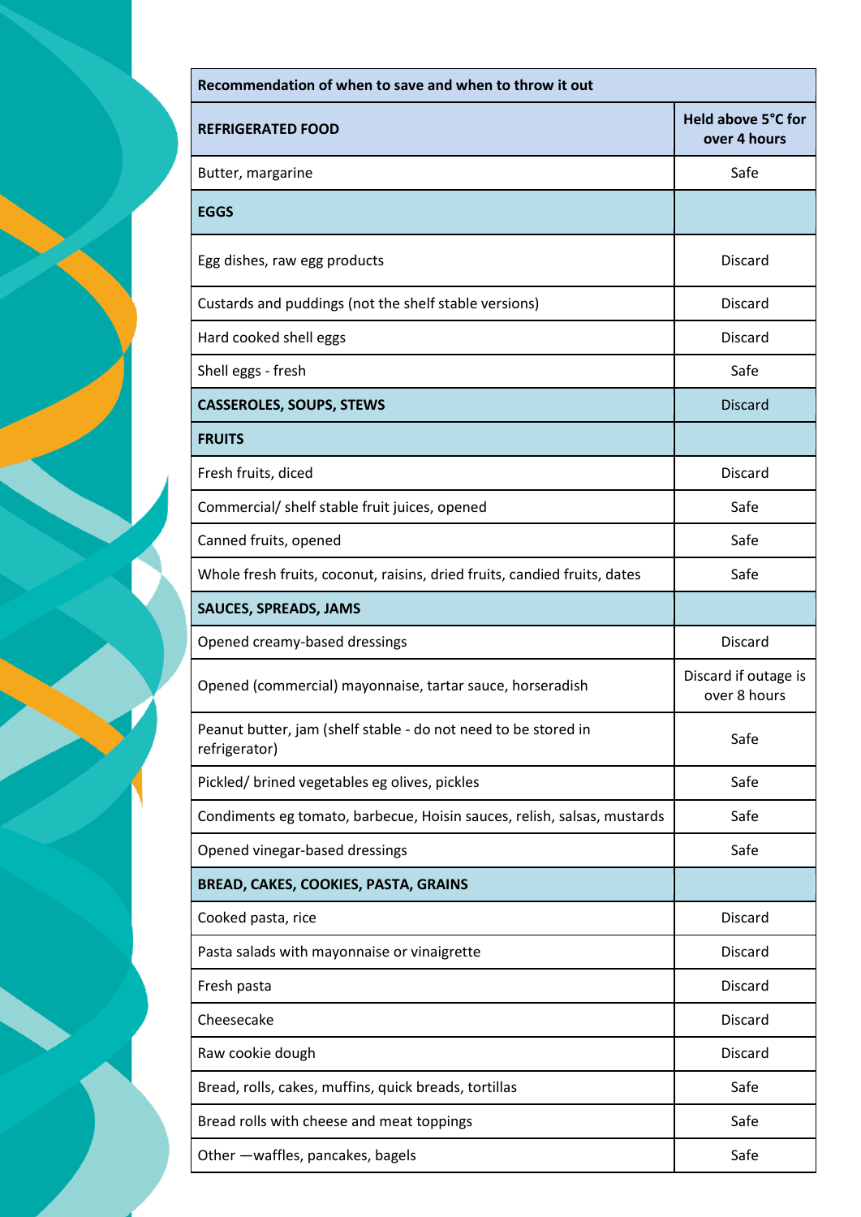| Recommendation of when to save and when to throw it out | |
|---|---|
| **REFRIGERATED FOOD** | **Held above 5°C for over 4 hours** |
| Butter, margarine | Safe |
| **EGGS** | |
| Egg dishes, raw egg products | Discard |
| Custards and puddings (not the shelf stable versions) | Discard |
| Hard cooked shell eggs | Discard |
| Shell eggs - fresh | Safe |
| **CASSEROLES, SOUPS, STEWS** | Discard |
| **FRUITS** | |
| Fresh fruits, diced | Discard |
| Commercial/ shelf stable fruit juices, opened | Safe |
| Canned fruits, opened | Safe |
| Whole fresh fruits, coconut, raisins, dried fruits, candied fruits, dates | Safe |
| **SAUCES, SPREADS, JAMS** | |
| Opened creamy-based dressings | Discard |
| Opened (commercial) mayonnaise, tartar sauce, horseradish | Discard if outage is over 8 hours |
| Peanut butter, jam (shelf stable - do not need to be stored in refrigerator) | Safe |
| Pickled/ brined vegetables eg olives, pickles | Safe |
| Condiments eg tomato, barbecue, Hoisin sauces, relish, salsas, mustards | Safe |
| Opened vinegar-based dressings | Safe |
| **BREAD, CAKES, COOKIES, PASTA, GRAINS** | |
| Cooked pasta, rice | Discard |
| Pasta salads with mayonnaise or vinaigrette | Discard |
| Fresh pasta | Discard |
| Cheesecake | Discard |
| Raw cookie dough | Discard |
| Bread, rolls, cakes, muffins, quick breads, tortillas | Safe |
| Bread rolls with cheese and meat toppings | Safe |
| Other —waffles, pancakes, bagels | Safe |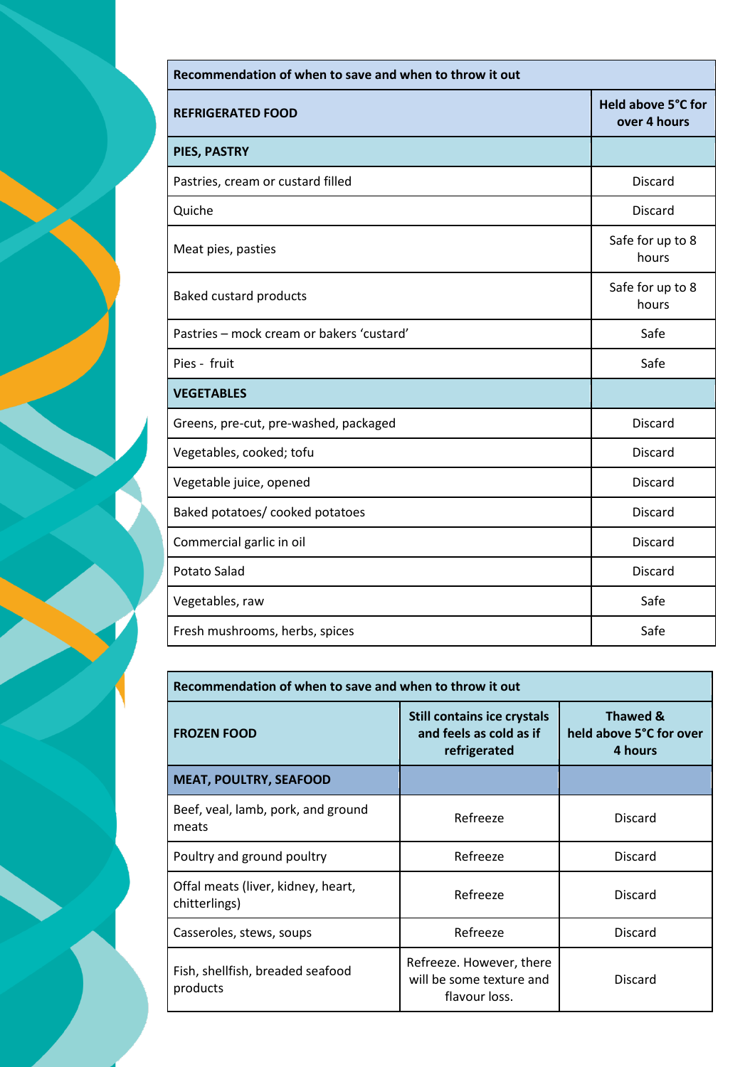| Recommendation of when to save and when to throw it out | |
|---|---|
| **REFRIGERATED FOOD** | **Held above 5°C for over 4 hours** |
| **PIES, PASTRY** | |
| Pastries, cream or custard filled | Discard |
| Quiche | Discard |
| Meat pies, pasties | Safe for up to 8 hours |
| Baked custard products | Safe for up to 8 hours |
| Pastries – mock cream or bakers 'custard' | Safe |
| Pies - fruit | Safe |
| **VEGETABLES** | |
| Greens, pre-cut, pre-washed, packaged | Discard |
| Vegetables, cooked; tofu | Discard |
| Vegetable juice, opened | Discard |
| Baked potatoes/ cooked potatoes | Discard |
| Commercial garlic in oil | Discard |
| Potato Salad | Discard |
| Vegetables, raw | Safe |
| Fresh mushrooms, herbs, spices | Safe |

| Recommendation of when to save and when to throw it out | | |
|---|---|---|
| **FROZEN FOOD** | **Still contains ice crystals and feels as cold as if refrigerated** | **Thawed & held above 5°C for over 4 hours** |
| **MEAT, POULTRY, SEAFOOD** | | |
| Beef, veal, lamb, pork, and ground meats | Refreeze | Discard |
| Poultry and ground poultry | Refreeze | Discard |
| Offal meats (liver, kidney, heart, chitterlings) | Refreeze | Discard |
| Casseroles, stews, soups | Refreeze | Discard |
| Fish, shellfish, breaded seafood products | Refreeze. However, there will be some texture and flavour loss. | Discard |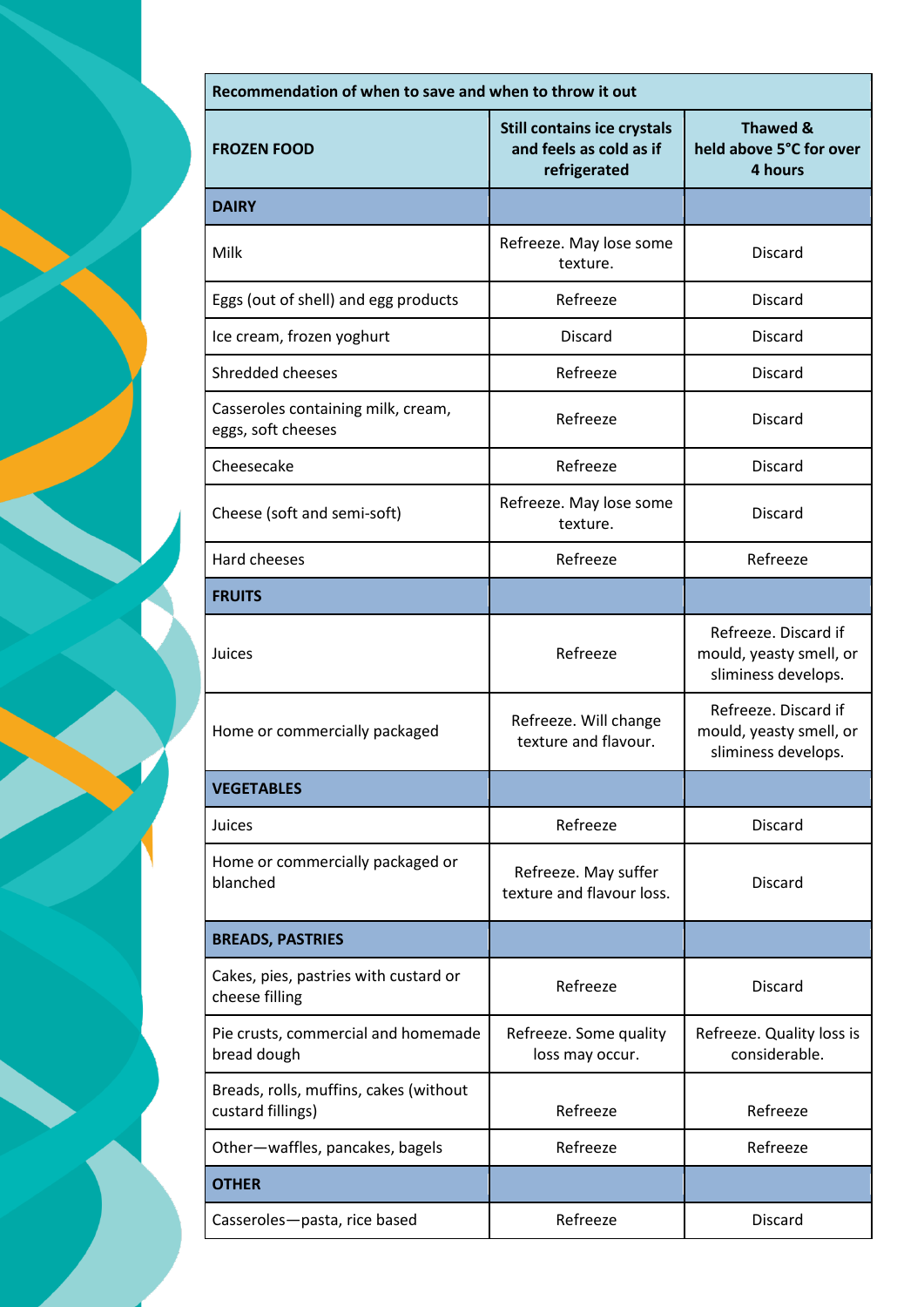| Recommendation of when to save and when to throw it out | | |
|---|---|---|
| **FROZEN FOOD** | **Still contains ice crystals and feels as cold as if refrigerated** | **Thawed & held above 5°C for over 4 hours** |
| **DAIRY** | | |
| Milk | Refreeze. May lose some texture. | Discard |
| Eggs (out of shell) and egg products | Refreeze | Discard |
| Ice cream, frozen yoghurt | Discard | Discard |
| Shredded cheeses | Refreeze | Discard |
| Casseroles containing milk, cream, eggs, soft cheeses | Refreeze | Discard |
| Cheesecake | Refreeze | Discard |
| Cheese (soft and semi-soft) | Refreeze. May lose some texture. | Discard |
| Hard cheeses | Refreeze | Refreeze |
| **FRUITS** | | |
| Juices | Refreeze | Refreeze. Discard if mould, yeasty smell, or sliminess develops. |
| Home or commercially packaged | Refreeze. Will change texture and flavour. | Refreeze. Discard if mould, yeasty smell, or sliminess develops. |
| **VEGETABLES** | | |
| Juices | Refreeze | Discard |
| Home or commercially packaged or blanched | Refreeze. May suffer texture and flavour loss. | Discard |
| **BREADS, PASTRIES** | | |
| Cakes, pies, pastries with custard or cheese filling | Refreeze | Discard |
| Pie crusts, commercial and homemade bread dough | Refreeze. Some quality loss may occur. | Refreeze. Quality loss is considerable. |
| Breads, rolls, muffins, cakes (without custard fillings) | Refreeze | Refreeze |
| Other—waffles, pancakes, bagels | Refreeze | Refreeze |
| **OTHER** | | |
| Casseroles—pasta, rice based | Refreeze | Discard |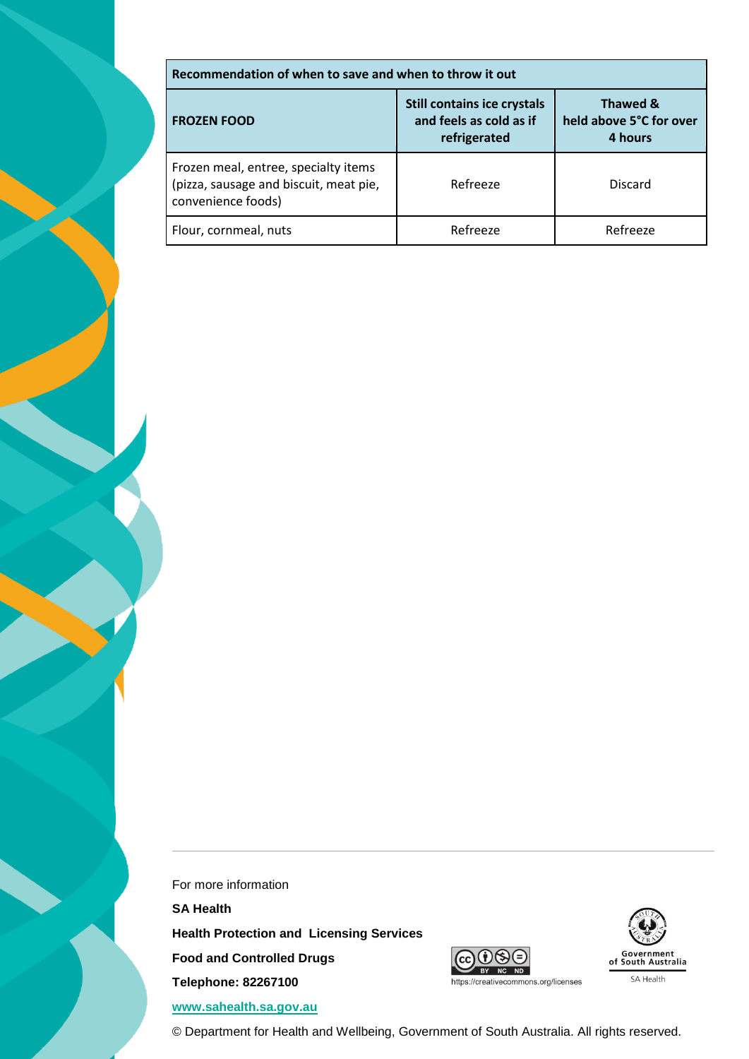| Recommendation of when to save and when to throw it out | | |
|---|---|---|
| **FROZEN FOOD** | **Still contains ice crystals and feels as cold as if refrigerated** | **Thawed & held above 5°C for over 4 hours** |
| Frozen meal, entree, specialty items (pizza, sausage and biscuit, meat pie, convenience foods) | Refreeze | Discard |
| Flour, cornmeal, nuts | Refreeze | Refreeze |

For more information

**SA Health**

**Health Protection and Licensing Services**

**Food and Controlled Drugs**

**Telephone: 82267100**

**www.sahealth.sa.gov.au**

https://creativecommons.org/licenses

Government of South Australia

SA Health

© Department for Health and Wellbeing, Government of South Australia. All rights reserved.